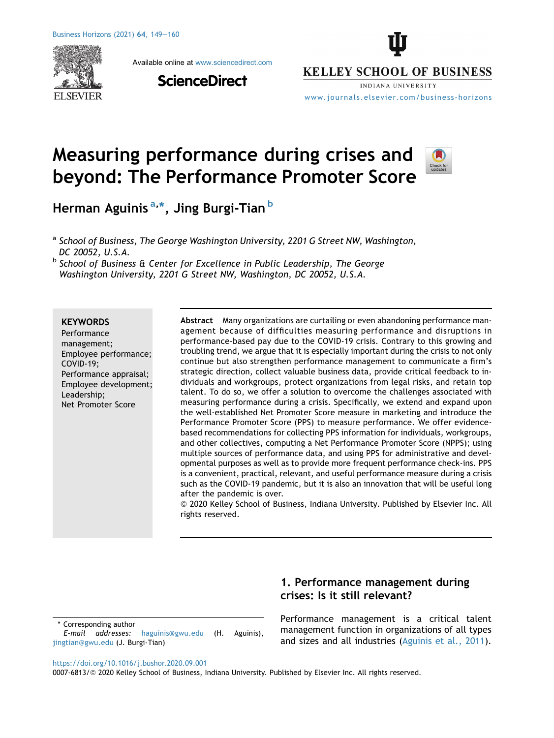# Measuring performance during crises and beyond: The Performance Promoter Score

Herman Aguinis [a,*], Jing Burgi-Tian [b]

[a] *School of Business, The George Washington University, 2201 G Street NW, Washington, DC 20052, U.S.A.*

[b] *School of Business & Center for Excellence in Public Leadership, The George Washington University, 2201 G Street NW, Washington, DC 20052, U.S.A.*

**KEYWORDS**
Performance management;
Employee performance;
COVID-19;
Performance appraisal;
Employee development;
Leadership;
Net Promoter Score

**Abstract** Many organizations are curtailing or even abandoning performance management because of difficulties measuring performance and disruptions in performance-based pay due to the COVID-19 crisis. Contrary to this growing and troubling trend, we argue that it is especially important during the crisis to not only continue but also strengthen performance management to communicate a firm's strategic direction, collect valuable business data, provide critical feedback to individuals and workgroups, protect organizations from legal risks, and retain top talent. To do so, we offer a solution to overcome the challenges associated with measuring performance during a crisis. Specifically, we extend and expand upon the well-established Net Promoter Score measure in marketing and introduce the Performance Promoter Score (PPS) to measure performance. We offer evidence-based recommendations for collecting PPS information for individuals, workgroups, and other collectives, computing a Net Performance Promoter Score (NPPS); using multiple sources of performance data, and using PPS for administrative and developmental purposes as well as to provide more frequent performance check-ins. PPS is a convenient, practical, relevant, and useful performance measure during a crisis such as the COVID-19 pandemic, but it is also an innovation that will be useful long after the pandemic is over.
© 2020 Kelley School of Business, Indiana University. Published by Elsevier Inc. All rights reserved.

## 1. Performance management during crises: Is it still relevant?

Performance management is a critical talent management function in organizations of all types and sizes and all industries (Aguinis et al., 2011).

\* Corresponding author
*E-mail addresses:* haguinis@gwu.edu (H. Aguinis), jingtian@gwu.edu (J. Burgi-Tian)

https://doi.org/10.1016/j.bushor.2020.09.001
0007-6813/© 2020 Kelley School of Business, Indiana University. Published by Elsevier Inc. All rights reserved.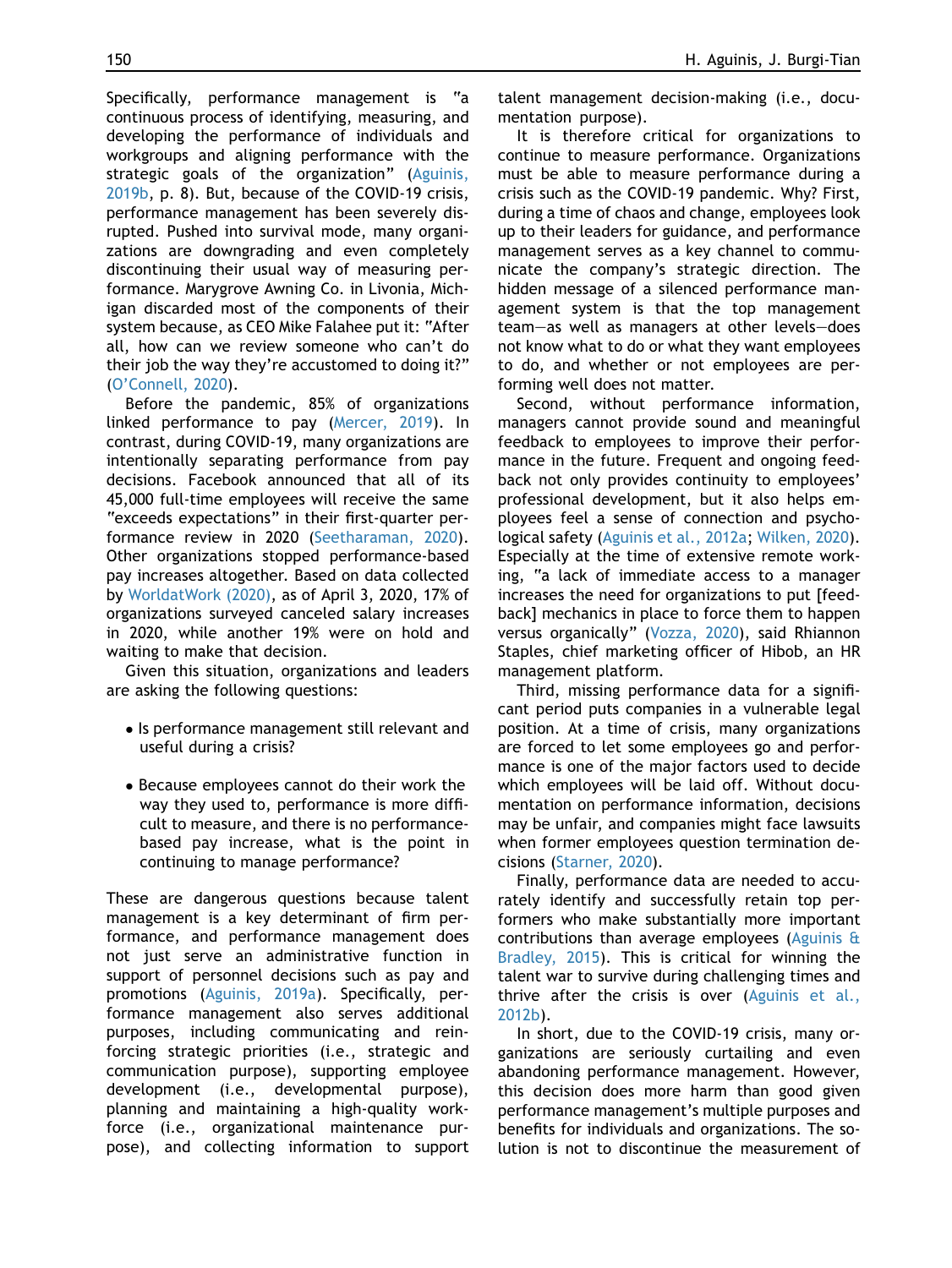Specifically, performance management is "a continuous process of identifying, measuring, and developing the performance of individuals and workgroups and aligning performance with the strategic goals of the organization" (Aguinis, 2019b, p. 8). But, because of the COVID-19 crisis, performance management has been severely disrupted. Pushed into survival mode, many organizations are downgrading and even completely discontinuing their usual way of measuring performance. Marygrove Awning Co. in Livonia, Michigan discarded most of the components of their system because, as CEO Mike Falahee put it: "After all, how can we review someone who can't do their job the way they're accustomed to doing it?" (O'Connell, 2020).

Before the pandemic, 85% of organizations linked performance to pay (Mercer, 2019). In contrast, during COVID-19, many organizations are intentionally separating performance from pay decisions. Facebook announced that all of its 45,000 full-time employees will receive the same "exceeds expectations" in their first-quarter performance review in 2020 (Seetharaman, 2020). Other organizations stopped performance-based pay increases altogether. Based on data collected by WorldatWork (2020), as of April 3, 2020, 17% of organizations surveyed canceled salary increases in 2020, while another 19% were on hold and waiting to make that decision.

Given this situation, organizations and leaders are asking the following questions:

- Is performance management still relevant and useful during a crisis?
- Because employees cannot do their work the way they used to, performance is more difficult to measure, and there is no performance-based pay increase, what is the point in continuing to manage performance?

These are dangerous questions because talent management is a key determinant of firm performance, and performance management does not just serve an administrative function in support of personnel decisions such as pay and promotions (Aguinis, 2019a). Specifically, performance management also serves additional purposes, including communicating and reinforcing strategic priorities (i.e., strategic and communication purpose), supporting employee development (i.e., developmental purpose), planning and maintaining a high-quality workforce (i.e., organizational maintenance purpose), and collecting information to support talent management decision-making (i.e., documentation purpose).

It is therefore critical for organizations to continue to measure performance. Organizations must be able to measure performance during a crisis such as the COVID-19 pandemic. Why? First, during a time of chaos and change, employees look up to their leaders for guidance, and performance management serves as a key channel to communicate the company's strategic direction. The hidden message of a silenced performance management system is that the top management team—as well as managers at other levels—does not know what to do or what they want employees to do, and whether or not employees are performing well does not matter.

Second, without performance information, managers cannot provide sound and meaningful feedback to employees to improve their performance in the future. Frequent and ongoing feedback not only provides continuity to employees' professional development, but it also helps employees feel a sense of connection and psychological safety (Aguinis et al., 2012a; Wilken, 2020). Especially at the time of extensive remote working, "a lack of immediate access to a manager increases the need for organizations to put [feedback] mechanics in place to force them to happen versus organically" (Vozza, 2020), said Rhiannon Staples, chief marketing officer of Hibob, an HR management platform.

Third, missing performance data for a significant period puts companies in a vulnerable legal position. At a time of crisis, many organizations are forced to let some employees go and performance is one of the major factors used to decide which employees will be laid off. Without documentation on performance information, decisions may be unfair, and companies might face lawsuits when former employees question termination decisions (Starner, 2020).

Finally, performance data are needed to accurately identify and successfully retain top performers who make substantially more important contributions than average employees (Aguinis & Bradley, 2015). This is critical for winning the talent war to survive during challenging times and thrive after the crisis is over (Aguinis et al., 2012b).

In short, due to the COVID-19 crisis, many organizations are seriously curtailing and even abandoning performance management. However, this decision does more harm than good given performance management's multiple purposes and benefits for individuals and organizations. The solution is not to discontinue the measurement of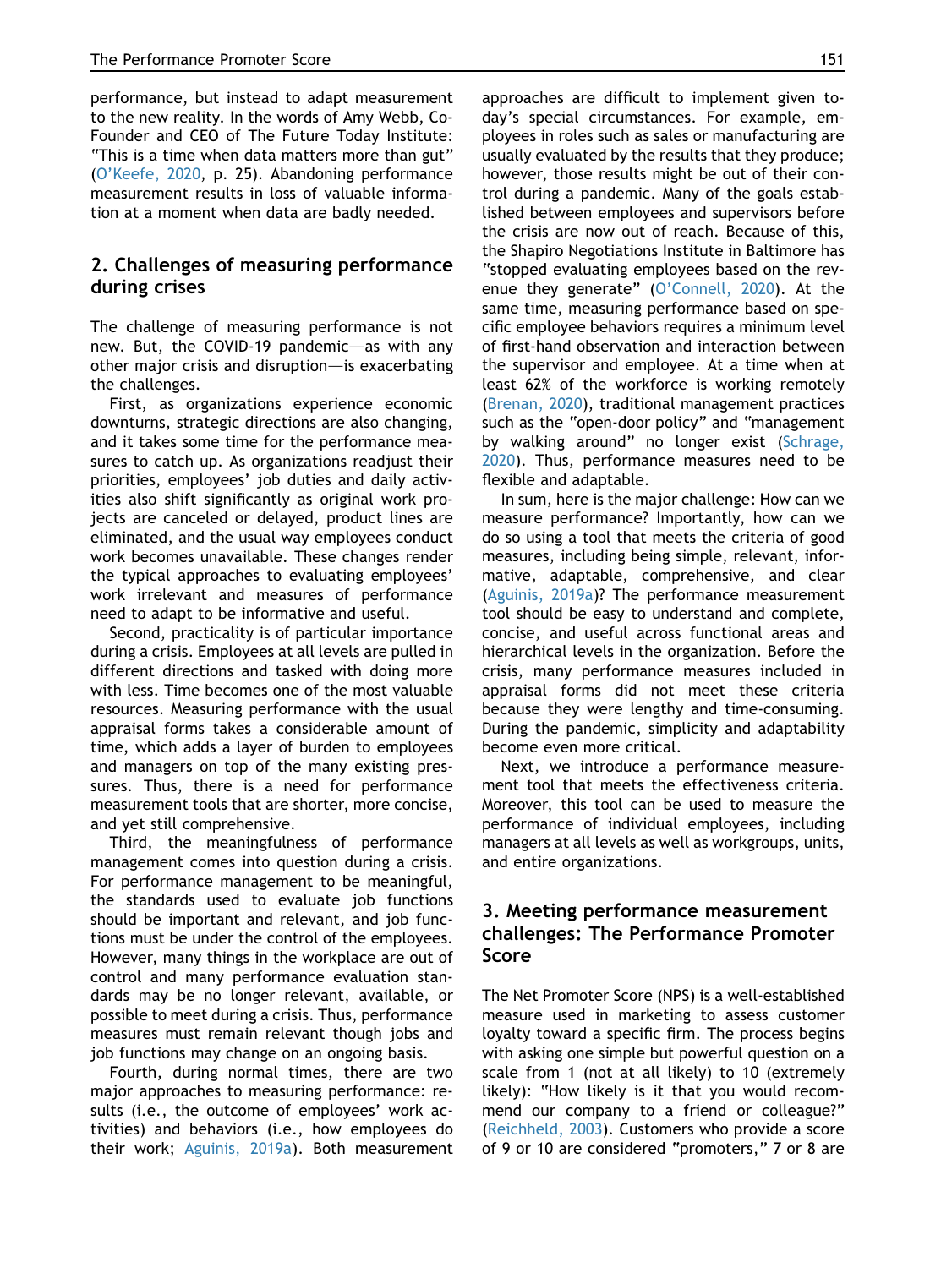performance, but instead to adapt measurement to the new reality. In the words of Amy Webb, Co-Founder and CEO of The Future Today Institute: "This is a time when data matters more than gut" (O'Keefe, 2020, p. 25). Abandoning performance measurement results in loss of valuable information at a moment when data are badly needed.

## 2. Challenges of measuring performance during crises

The challenge of measuring performance is not new. But, the COVID-19 pandemic—as with any other major crisis and disruption—is exacerbating the challenges.

First, as organizations experience economic downturns, strategic directions are also changing, and it takes some time for the performance measures to catch up. As organizations readjust their priorities, employees' job duties and daily activities also shift significantly as original work projects are canceled or delayed, product lines are eliminated, and the usual way employees conduct work becomes unavailable. These changes render the typical approaches to evaluating employees' work irrelevant and measures of performance need to adapt to be informative and useful.

Second, practicality is of particular importance during a crisis. Employees at all levels are pulled in different directions and tasked with doing more with less. Time becomes one of the most valuable resources. Measuring performance with the usual appraisal forms takes a considerable amount of time, which adds a layer of burden to employees and managers on top of the many existing pressures. Thus, there is a need for performance measurement tools that are shorter, more concise, and yet still comprehensive.

Third, the meaningfulness of performance management comes into question during a crisis. For performance management to be meaningful, the standards used to evaluate job functions should be important and relevant, and job functions must be under the control of the employees. However, many things in the workplace are out of control and many performance evaluation standards may be no longer relevant, available, or possible to meet during a crisis. Thus, performance measures must remain relevant though jobs and job functions may change on an ongoing basis.

Fourth, during normal times, there are two major approaches to measuring performance: results (i.e., the outcome of employees' work activities) and behaviors (i.e., how employees do their work; Aguinis, 2019a). Both measurement approaches are difficult to implement given today's special circumstances. For example, employees in roles such as sales or manufacturing are usually evaluated by the results that they produce; however, those results might be out of their control during a pandemic. Many of the goals established between employees and supervisors before the crisis are now out of reach. Because of this, the Shapiro Negotiations Institute in Baltimore has "stopped evaluating employees based on the revenue they generate" (O'Connell, 2020). At the same time, measuring performance based on specific employee behaviors requires a minimum level of first-hand observation and interaction between the supervisor and employee. At a time when at least 62% of the workforce is working remotely (Brenan, 2020), traditional management practices such as the "open-door policy" and "management by walking around" no longer exist (Schrage, 2020). Thus, performance measures need to be flexible and adaptable.

In sum, here is the major challenge: How can we measure performance? Importantly, how can we do so using a tool that meets the criteria of good measures, including being simple, relevant, informative, adaptable, comprehensive, and clear (Aguinis, 2019a)? The performance measurement tool should be easy to understand and complete, concise, and useful across functional areas and hierarchical levels in the organization. Before the crisis, many performance measures included in appraisal forms did not meet these criteria because they were lengthy and time-consuming. During the pandemic, simplicity and adaptability become even more critical.

Next, we introduce a performance measurement tool that meets the effectiveness criteria. Moreover, this tool can be used to measure the performance of individual employees, including managers at all levels as well as workgroups, units, and entire organizations.

## 3. Meeting performance measurement challenges: The Performance Promoter Score

The Net Promoter Score (NPS) is a well-established measure used in marketing to assess customer loyalty toward a specific firm. The process begins with asking one simple but powerful question on a scale from 1 (not at all likely) to 10 (extremely likely): "How likely is it that you would recommend our company to a friend or colleague?" (Reichheld, 2003). Customers who provide a score of 9 or 10 are considered "promoters," 7 or 8 are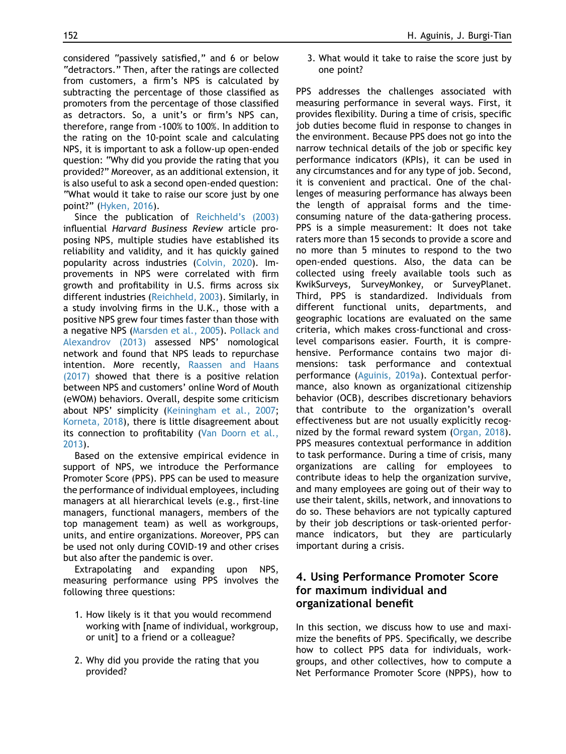considered "passively satisfied," and 6 or below "detractors." Then, after the ratings are collected from customers, a firm's NPS is calculated by subtracting the percentage of those classified as promoters from the percentage of those classified as detractors. So, a unit's or firm's NPS can, therefore, range from -100% to 100%. In addition to the rating on the 10-point scale and calculating NPS, it is important to ask a follow-up open-ended question: "Why did you provide the rating that you provided?" Moreover, as an additional extension, it is also useful to ask a second open-ended question: "What would it take to raise our score just by one point?" (Hyken, 2016).

Since the publication of Reichheld's (2003) influential *Harvard Business Review* article proposing NPS, multiple studies have established its reliability and validity, and it has quickly gained popularity across industries (Colvin, 2020). Improvements in NPS were correlated with firm growth and profitability in U.S. firms across six different industries (Reichheld, 2003). Similarly, in a study involving firms in the U.K., those with a positive NPS grew four times faster than those with a negative NPS (Marsden et al., 2005). Pollack and Alexandrov (2013) assessed NPS' nomological network and found that NPS leads to repurchase intention. More recently, Raassen and Haans (2017) showed that there is a positive relation between NPS and customers' online Word of Mouth (eWOM) behaviors. Overall, despite some criticism about NPS' simplicity (Keiningham et al., 2007; Korneta, 2018), there is little disagreement about its connection to profitability (Van Doorn et al., 2013).

Based on the extensive empirical evidence in support of NPS, we introduce the Performance Promoter Score (PPS). PPS can be used to measure the performance of individual employees, including managers at all hierarchical levels (e.g., first-line managers, functional managers, members of the top management team) as well as workgroups, units, and entire organizations. Moreover, PPS can be used not only during COVID-19 and other crises but also after the pandemic is over.

Extrapolating and expanding upon NPS, measuring performance using PPS involves the following three questions:

1. How likely is it that you would recommend working with [name of individual, workgroup, or unit] to a friend or a colleague?
2. Why did you provide the rating that you provided?
3. What would it take to raise the score just by one point?

PPS addresses the challenges associated with measuring performance in several ways. First, it provides flexibility. During a time of crisis, specific job duties become fluid in response to changes in the environment. Because PPS does not go into the narrow technical details of the job or specific key performance indicators (KPIs), it can be used in any circumstances and for any type of job. Second, it is convenient and practical. One of the challenges of measuring performance has always been the length of appraisal forms and the time-consuming nature of the data-gathering process. PPS is a simple measurement: It does not take raters more than 15 seconds to provide a score and no more than 5 minutes to respond to the two open-ended questions. Also, the data can be collected using freely available tools such as KwikSurveys, SurveyMonkey, or SurveyPlanet. Third, PPS is standardized. Individuals from different functional units, departments, and geographic locations are evaluated on the same criteria, which makes cross-functional and cross-level comparisons easier. Fourth, it is comprehensive. Performance contains two major dimensions: task performance and contextual performance (Aguinis, 2019a). Contextual performance, also known as organizational citizenship behavior (OCB), describes discretionary behaviors that contribute to the organization's overall effectiveness but are not usually explicitly recognized by the formal reward system (Organ, 2018). PPS measures contextual performance in addition to task performance. During a time of crisis, many organizations are calling for employees to contribute ideas to help the organization survive, and many employees are going out of their way to use their talent, skills, network, and innovations to do so. These behaviors are not typically captured by their job descriptions or task-oriented performance indicators, but they are particularly important during a crisis.

## 4. Using Performance Promoter Score for maximum individual and organizational benefit

In this section, we discuss how to use and maximize the benefits of PPS. Specifically, we describe how to collect PPS data for individuals, workgroups, and other collectives, how to compute a Net Performance Promoter Score (NPPS), how to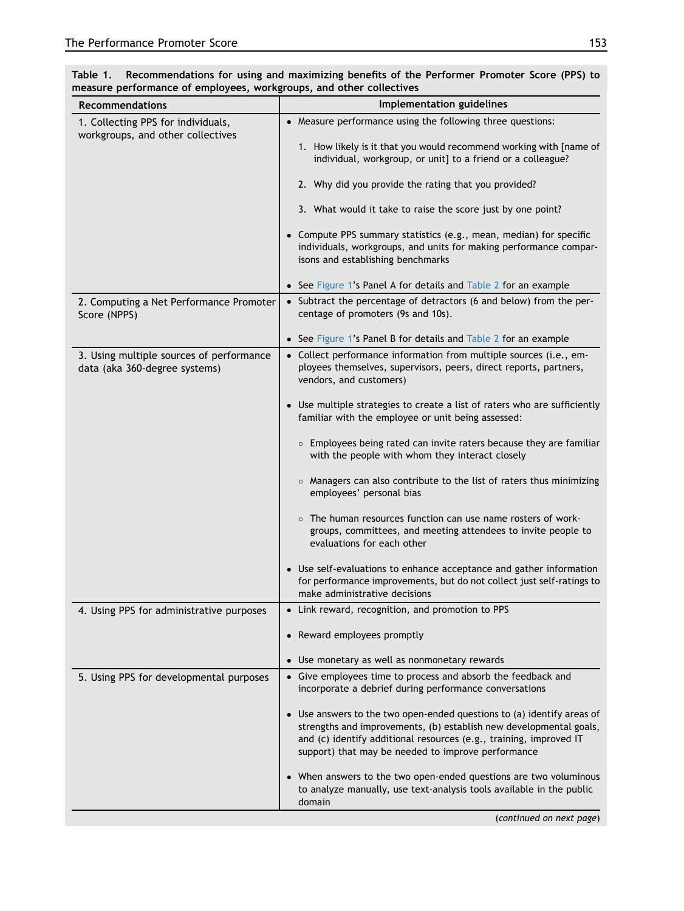**Table 1. Recommendations for using and maximizing benefits of the Performer Promoter Score (PPS) to measure performance of employees, workgroups, and other collectives**

| Recommendations | Implementation guidelines |
|---|---|
| 1. Collecting PPS for individuals, workgroups, and other collectives | • Measure performance using the following three questions:<br>1. How likely is it that you would recommend working with [name of individual, workgroup, or unit] to a friend or a colleague?<br>2. Why did you provide the rating that you provided?<br>3. What would it take to raise the score just by one point?<br>• Compute PPS summary statistics (e.g., mean, median) for specific individuals, workgroups, and units for making performance comparisons and establishing benchmarks<br>• See Figure 1's Panel A for details and Table 2 for an example |
| 2. Computing a Net Performance Promoter Score (NPPS) | • Subtract the percentage of detractors (6 and below) from the percentage of promoters (9s and 10s).<br>• See Figure 1's Panel B for details and Table 2 for an example |
| 3. Using multiple sources of performance data (aka 360-degree systems) | • Collect performance information from multiple sources (i.e., employees themselves, supervisors, peers, direct reports, partners, vendors, and customers)<br>• Use multiple strategies to create a list of raters who are sufficiently familiar with the employee or unit being assessed:<br>○ Employees being rated can invite raters because they are familiar with the people with whom they interact closely<br>○ Managers can also contribute to the list of raters thus minimizing employees' personal bias<br>○ The human resources function can use name rosters of workgroups, committees, and meeting attendees to invite people to evaluations for each other<br>• Use self-evaluations to enhance acceptance and gather information for performance improvements, but do not collect just self-ratings to make administrative decisions |
| 4. Using PPS for administrative purposes | • Link reward, recognition, and promotion to PPS<br>• Reward employees promptly<br>• Use monetary as well as nonmonetary rewards |
| 5. Using PPS for developmental purposes | • Give employees time to process and absorb the feedback and incorporate a debrief during performance conversations<br>• Use answers to the two open-ended questions to (a) identify areas of strengths and improvements, (b) establish new developmental goals, and (c) identify additional resources (e.g., training, improved IT support) that may be needed to improve performance<br>• When answers to the two open-ended questions are two voluminous to analyze manually, use text-analysis tools available in the public domain |

(*continued on next page*)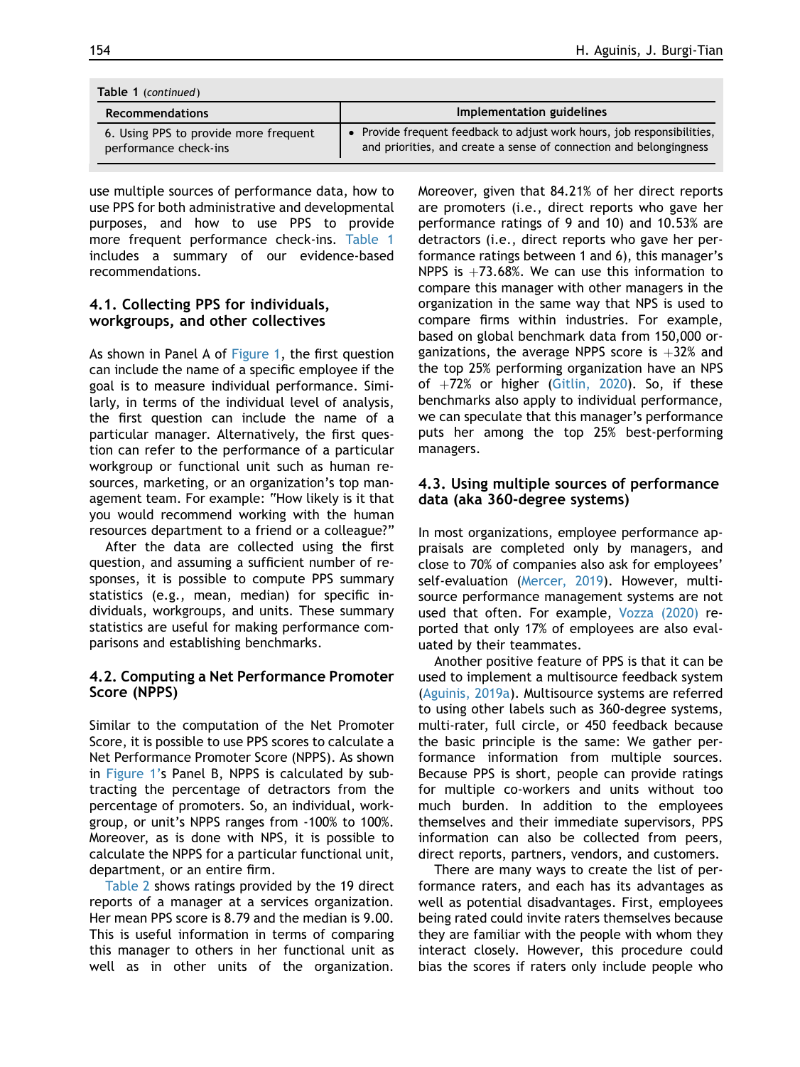**Table 1** (*continued*)

| Recommendations | Implementation guidelines |
|---|---|
| 6. Using PPS to provide more frequent performance check-ins | • Provide frequent feedback to adjust work hours, job responsibilities, and priorities, and create a sense of connection and belongingness |

use multiple sources of performance data, how to use PPS for both administrative and developmental purposes, and how to use PPS to provide more frequent performance check-ins. Table 1 includes a summary of our evidence-based recommendations.

### 4.1. Collecting PPS for individuals, workgroups, and other collectives

As shown in Panel A of Figure 1, the first question can include the name of a specific employee if the goal is to measure individual performance. Similarly, in terms of the individual level of analysis, the first question can include the name of a particular manager. Alternatively, the first question can refer to the performance of a particular workgroup or functional unit such as human resources, marketing, or an organization's top management team. For example: "How likely is it that you would recommend working with the human resources department to a friend or a colleague?"

After the data are collected using the first question, and assuming a sufficient number of responses, it is possible to compute PPS summary statistics (e.g., mean, median) for specific individuals, workgroups, and units. These summary statistics are useful for making performance comparisons and establishing benchmarks.

### 4.2. Computing a Net Performance Promoter Score (NPPS)

Similar to the computation of the Net Promoter Score, it is possible to use PPS scores to calculate a Net Performance Promoter Score (NPPS). As shown in Figure 1's Panel B, NPPS is calculated by subtracting the percentage of detractors from the percentage of promoters. So, an individual, workgroup, or unit's NPPS ranges from -100% to 100%. Moreover, as is done with NPS, it is possible to calculate the NPPS for a particular functional unit, department, or an entire firm.

Table 2 shows ratings provided by the 19 direct reports of a manager at a services organization. Her mean PPS score is 8.79 and the median is 9.00. This is useful information in terms of comparing this manager to others in her functional unit as well as in other units of the organization. Moreover, given that 84.21% of her direct reports are promoters (i.e., direct reports who gave her performance ratings of 9 and 10) and 10.53% are detractors (i.e., direct reports who gave her performance ratings between 1 and 6), this manager's NPPS is +73.68%. We can use this information to compare this manager with other managers in the organization in the same way that NPS is used to compare firms within industries. For example, based on global benchmark data from 150,000 organizations, the average NPPS score is +32% and the top 25% performing organization have an NPS of +72% or higher (Gitlin, 2020). So, if these benchmarks also apply to individual performance, we can speculate that this manager's performance puts her among the top 25% best-performing managers.

### 4.3. Using multiple sources of performance data (aka 360-degree systems)

In most organizations, employee performance appraisals are completed only by managers, and close to 70% of companies also ask for employees' self-evaluation (Mercer, 2019). However, multisource performance management systems are not used that often. For example, Vozza (2020) reported that only 17% of employees are also evaluated by their teammates.

Another positive feature of PPS is that it can be used to implement a multisource feedback system (Aguinis, 2019a). Multisource systems are referred to using other labels such as 360-degree systems, multi-rater, full circle, or 450 feedback because the basic principle is the same: We gather performance information from multiple sources. Because PPS is short, people can provide ratings for multiple co-workers and units without too much burden. In addition to the employees themselves and their immediate supervisors, PPS information can also be collected from peers, direct reports, partners, vendors, and customers.

There are many ways to create the list of performance raters, and each has its advantages as well as potential disadvantages. First, employees being rated could invite raters themselves because they are familiar with the people with whom they interact closely. However, this procedure could bias the scores if raters only include people who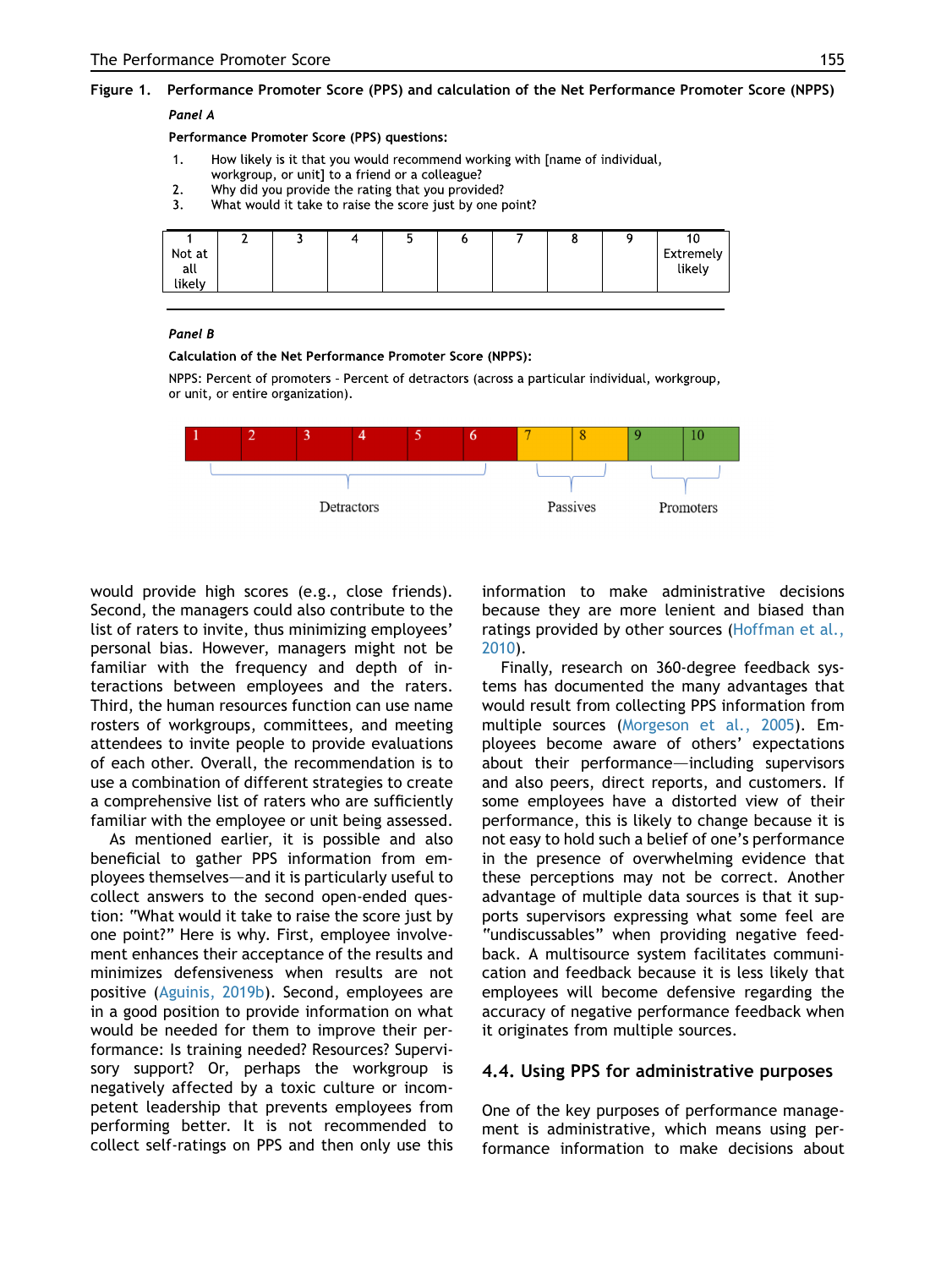**Figure 1.** **Performance Promoter Score (PPS) and calculation of the Net Performance Promoter Score (NPPS)**

***Panel A***

**Performance Promoter Score (PPS) questions:**

1. How likely is it that you would recommend working with [name of individual, workgroup, or unit] to a friend or a colleague?
2. Why did you provide the rating that you provided?
3. What would it take to raise the score just by one point?

| 1 Not at all likely | 2 | 3 | 4 | 5 | 6 | 7 | 8 | 9 | 10 Extremely likely |
|---|---|---|---|---|---|---|---|---|---|

***Panel B***

**Calculation of the Net Performance Promoter Score (NPPS):**

NPPS: Percent of promoters - Percent of detractors (across a particular individual, workgroup, or unit, or entire organization).

| 1 | 2 | 3 | 4 | 5 | 6 | 7 | 8 | 9 | 10 |
|---|---|---|---|---|---|---|---|---|---|
| Detractors | | | | | | Passives | | Promoters | |

would provide high scores (e.g., close friends). Second, the managers could also contribute to the list of raters to invite, thus minimizing employees' personal bias. However, managers might not be familiar with the frequency and depth of interactions between employees and the raters. Third, the human resources function can use name rosters of workgroups, committees, and meeting attendees to invite people to provide evaluations of each other. Overall, the recommendation is to use a combination of different strategies to create a comprehensive list of raters who are sufficiently familiar with the employee or unit being assessed.

As mentioned earlier, it is possible and also beneficial to gather PPS information from employees themselves—and it is particularly useful to collect answers to the second open-ended question: "What would it take to raise the score just by one point?" Here is why. First, employee involvement enhances their acceptance of the results and minimizes defensiveness when results are not positive (Aguinis, 2019b). Second, employees are in a good position to provide information on what would be needed for them to improve their performance: Is training needed? Resources? Supervisory support? Or, perhaps the workgroup is negatively affected by a toxic culture or incompetent leadership that prevents employees from performing better. It is not recommended to collect self-ratings on PPS and then only use this information to make administrative decisions because they are more lenient and biased than ratings provided by other sources (Hoffman et al., 2010).

Finally, research on 360-degree feedback systems has documented the many advantages that would result from collecting PPS information from multiple sources (Morgeson et al., 2005). Employees become aware of others' expectations about their performance—including supervisors and also peers, direct reports, and customers. If some employees have a distorted view of their performance, this is likely to change because it is not easy to hold such a belief of one's performance in the presence of overwhelming evidence that these perceptions may not be correct. Another advantage of multiple data sources is that it supports supervisors expressing what some feel are "undiscussables" when providing negative feedback. A multisource system facilitates communication and feedback because it is less likely that employees will become defensive regarding the accuracy of negative performance feedback when it originates from multiple sources.

## 4.4. Using PPS for administrative purposes

One of the key purposes of performance management is administrative, which means using performance information to make decisions about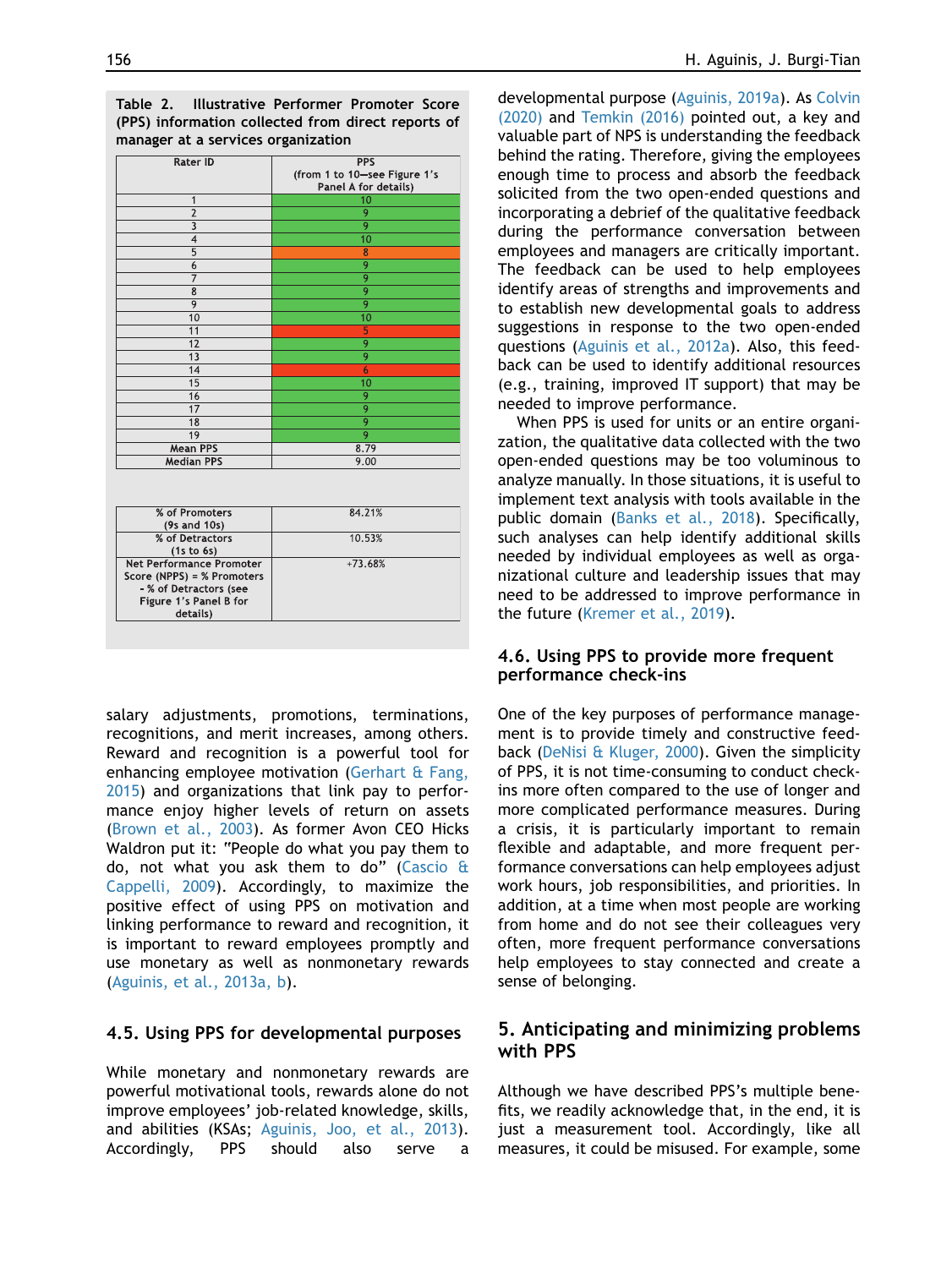**Table 2. Illustrative Performer Promoter Score (PPS) information collected from direct reports of manager at a services organization**

| Rater ID | PPS (from 1 to 10—see Figure 1's Panel A for details) |
|---|---|
| 1 | 10 |
| 2 | 9 |
| 3 | 9 |
| 4 | 10 |
| 5 | 8 |
| 6 | 9 |
| 7 | 9 |
| 8 | 9 |
| 9 | 9 |
| 10 | 10 |
| 11 | 5 |
| 12 | 9 |
| 13 | 9 |
| 14 | 6 |
| 15 | 10 |
| 16 | 9 |
| 17 | 9 |
| 18 | 9 |
| 19 | 9 |
| Mean PPS | 8.79 |
| Median PPS | 9.00 |

| | |
|---|---|
| % of Promoters (9s and 10s) | 84.21% |
| % of Detractors (1s to 6s) | 10.53% |
| Net Performance Promoter Score (NPPS) = % Promoters - % of Detractors (see Figure 1's Panel B for details) | +73.68% |

salary adjustments, promotions, terminations, recognitions, and merit increases, among others. Reward and recognition is a powerful tool for enhancing employee motivation (Gerhart & Fang, 2015) and organizations that link pay to performance enjoy higher levels of return on assets (Brown et al., 2003). As former Avon CEO Hicks Waldron put it: "People do what you pay them to do, not what you ask them to do" (Cascio & Cappelli, 2009). Accordingly, to maximize the positive effect of using PPS on motivation and linking performance to reward and recognition, it is important to reward employees promptly and use monetary as well as nonmonetary rewards (Aguinis, et al., 2013a, b).

### 4.5. Using PPS for developmental purposes

While monetary and nonmonetary rewards are powerful motivational tools, rewards alone do not improve employees' job-related knowledge, skills, and abilities (KSAs; Aguinis, Joo, et al., 2013). Accordingly, PPS should also serve a developmental purpose (Aguinis, 2019a). As Colvin (2020) and Temkin (2016) pointed out, a key and valuable part of NPS is understanding the feedback behind the rating. Therefore, giving the employees enough time to process and absorb the feedback solicited from the two open-ended questions and incorporating a debrief of the qualitative feedback during the performance conversation between employees and managers are critically important. The feedback can be used to help employees identify areas of strengths and improvements and to establish new developmental goals to address suggestions in response to the two open-ended questions (Aguinis et al., 2012a). Also, this feedback can be used to identify additional resources (e.g., training, improved IT support) that may be needed to improve performance.

When PPS is used for units or an entire organization, the qualitative data collected with the two open-ended questions may be too voluminous to analyze manually. In those situations, it is useful to implement text analysis with tools available in the public domain (Banks et al., 2018). Specifically, such analyses can help identify additional skills needed by individual employees as well as organizational culture and leadership issues that may need to be addressed to improve performance in the future (Kremer et al., 2019).

### 4.6. Using PPS to provide more frequent performance check-ins

One of the key purposes of performance management is to provide timely and constructive feedback (DeNisi & Kluger, 2000). Given the simplicity of PPS, it is not time-consuming to conduct check-ins more often compared to the use of longer and more complicated performance measures. During a crisis, it is particularly important to remain flexible and adaptable, and more frequent performance conversations can help employees adjust work hours, job responsibilities, and priorities. In addition, at a time when most people are working from home and do not see their colleagues very often, more frequent performance conversations help employees to stay connected and create a sense of belonging.

## 5. Anticipating and minimizing problems with PPS

Although we have described PPS's multiple benefits, we readily acknowledge that, in the end, it is just a measurement tool. Accordingly, like all measures, it could be misused. For example, some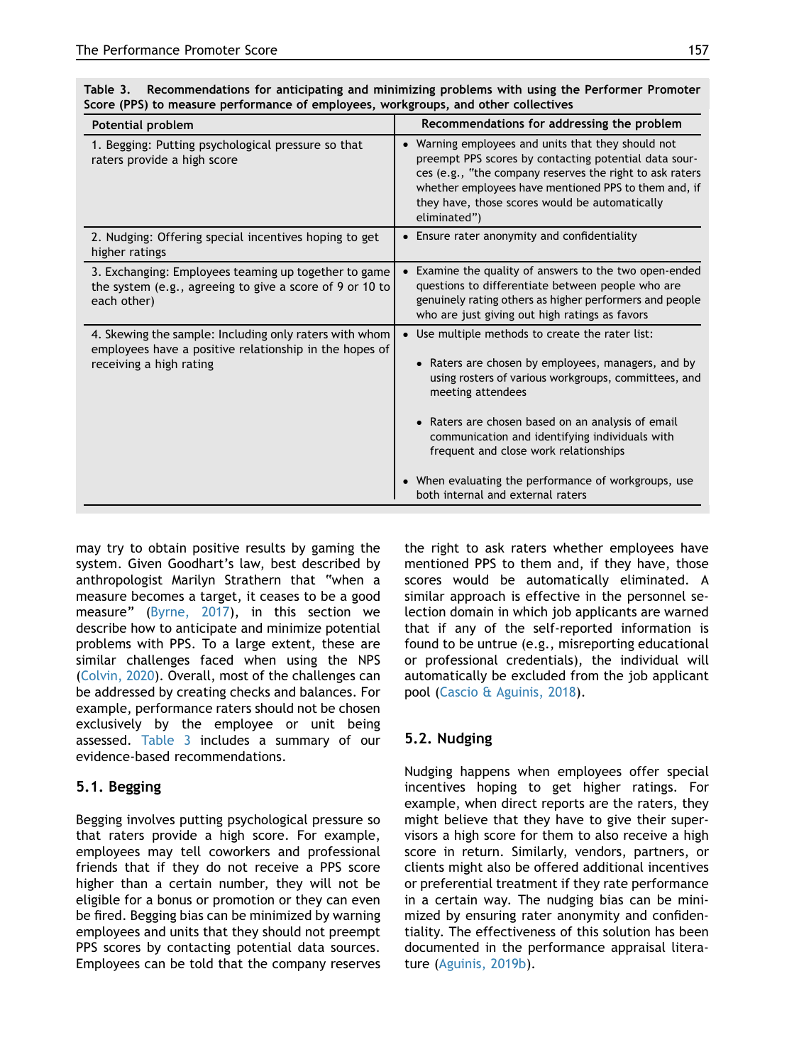**Table 3. Recommendations for anticipating and minimizing problems with using the Performer Promoter Score (PPS) to measure performance of employees, workgroups, and other collectives**

| Potential problem | Recommendations for addressing the problem |
|---|---|
| 1. Begging: Putting psychological pressure so that raters provide a high score | • Warning employees and units that they should not preempt PPS scores by contacting potential data sources (e.g., "the company reserves the right to ask raters whether employees have mentioned PPS to them and, if they have, those scores would be automatically eliminated") |
| 2. Nudging: Offering special incentives hoping to get higher ratings | • Ensure rater anonymity and confidentiality |
| 3. Exchanging: Employees teaming up together to game the system (e.g., agreeing to give a score of 9 or 10 to each other) | • Examine the quality of answers to the two open-ended questions to differentiate between people who are genuinely rating others as higher performers and people who are just giving out high ratings as favors |
| 4. Skewing the sample: Including only raters with whom employees have a positive relationship in the hopes of receiving a high rating | • Use multiple methods to create the rater list: <br> • Raters are chosen by employees, managers, and by using rosters of various workgroups, committees, and meeting attendees <br> • Raters are chosen based on an analysis of email communication and identifying individuals with frequent and close work relationships <br> • When evaluating the performance of workgroups, use both internal and external raters |

may try to obtain positive results by gaming the system. Given Goodhart's law, best described by anthropologist Marilyn Strathern that "when a measure becomes a target, it ceases to be a good measure" (Byrne, 2017), in this section we describe how to anticipate and minimize potential problems with PPS. To a large extent, these are similar challenges faced when using the NPS (Colvin, 2020). Overall, most of the challenges can be addressed by creating checks and balances. For example, performance raters should not be chosen exclusively by the employee or unit being assessed. Table 3 includes a summary of our evidence-based recommendations.

## 5.1. Begging

Begging involves putting psychological pressure so that raters provide a high score. For example, employees may tell coworkers and professional friends that if they do not receive a PPS score higher than a certain number, they will not be eligible for a bonus or promotion or they can even be fired. Begging bias can be minimized by warning employees and units that they should not preempt PPS scores by contacting potential data sources. Employees can be told that the company reserves the right to ask raters whether employees have mentioned PPS to them and, if they have, those scores would be automatically eliminated. A similar approach is effective in the personnel selection domain in which job applicants are warned that if any of the self-reported information is found to be untrue (e.g., misreporting educational or professional credentials), the individual will automatically be excluded from the job applicant pool (Cascio & Aguinis, 2018).

## 5.2. Nudging

Nudging happens when employees offer special incentives hoping to get higher ratings. For example, when direct reports are the raters, they might believe that they have to give their supervisors a high score for them to also receive a high score in return. Similarly, vendors, partners, or clients might also be offered additional incentives or preferential treatment if they rate performance in a certain way. The nudging bias can be minimized by ensuring rater anonymity and confidentiality. The effectiveness of this solution has been documented in the performance appraisal literature (Aguinis, 2019b).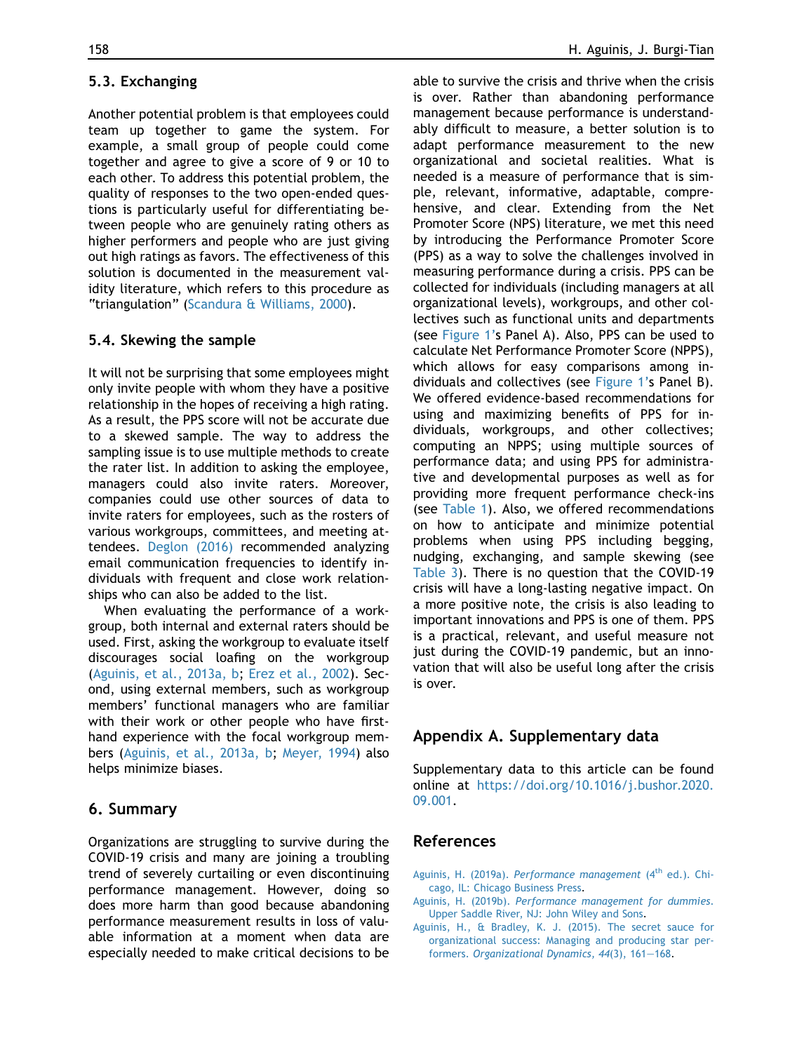### 5.3. Exchanging

Another potential problem is that employees could team up together to game the system. For example, a small group of people could come together and agree to give a score of 9 or 10 to each other. To address this potential problem, the quality of responses to the two open-ended questions is particularly useful for differentiating between people who are genuinely rating others as higher performers and people who are just giving out high ratings as favors. The effectiveness of this solution is documented in the measurement validity literature, which refers to this procedure as "triangulation" (Scandura & Williams, 2000).

### 5.4. Skewing the sample

It will not be surprising that some employees might only invite people with whom they have a positive relationship in the hopes of receiving a high rating. As a result, the PPS score will not be accurate due to a skewed sample. The way to address the sampling issue is to use multiple methods to create the rater list. In addition to asking the employee, managers could also invite raters. Moreover, companies could use other sources of data to invite raters for employees, such as the rosters of various workgroups, committees, and meeting attendees. Deglon (2016) recommended analyzing email communication frequencies to identify individuals with frequent and close work relationships who can also be added to the list.

When evaluating the performance of a workgroup, both internal and external raters should be used. First, asking the workgroup to evaluate itself discourages social loafing on the workgroup (Aguinis, et al., 2013a, b; Erez et al., 2002). Second, using external members, such as workgroup members' functional managers who are familiar with their work or other people who have first-hand experience with the focal workgroup members (Aguinis, et al., 2013a, b; Meyer, 1994) also helps minimize biases.

## 6. Summary

Organizations are struggling to survive during the COVID-19 crisis and many are joining a troubling trend of severely curtailing or even discontinuing performance management. However, doing so does more harm than good because abandoning performance measurement results in loss of valuable information at a moment when data are especially needed to make critical decisions to be able to survive the crisis and thrive when the crisis is over. Rather than abandoning performance management because performance is understandably difficult to measure, a better solution is to adapt performance measurement to the new organizational and societal realities. What is needed is a measure of performance that is simple, relevant, informative, adaptable, comprehensive, and clear. Extending from the Net Promoter Score (NPS) literature, we met this need by introducing the Performance Promoter Score (PPS) as a way to solve the challenges involved in measuring performance during a crisis. PPS can be collected for individuals (including managers at all organizational levels), workgroups, and other collectives such as functional units and departments (see Figure 1's Panel A). Also, PPS can be used to calculate Net Performance Promoter Score (NPPS), which allows for easy comparisons among individuals and collectives (see Figure 1's Panel B). We offered evidence-based recommendations for using and maximizing benefits of PPS for individuals, workgroups, and other collectives; computing an NPPS; using multiple sources of performance data; and using PPS for administrative and developmental purposes as well as for providing more frequent performance check-ins (see Table 1). Also, we offered recommendations on how to anticipate and minimize potential problems when using PPS including begging, nudging, exchanging, and sample skewing (see Table 3). There is no question that the COVID-19 crisis will have a long-lasting negative impact. On a more positive note, the crisis is also leading to important innovations and PPS is one of them. PPS is a practical, relevant, and useful measure not just during the COVID-19 pandemic, but an innovation that will also be useful long after the crisis is over.

## Appendix A. Supplementary data

Supplementary data to this article can be found online at https://doi.org/10.1016/j.bushor.2020.09.001.

## References

Aguinis, H. (2019a). *Performance management* (4th ed.). Chicago, IL: Chicago Business Press.

Aguinis, H. (2019b). *Performance management for dummies*. Upper Saddle River, NJ: John Wiley and Sons.

Aguinis, H., & Bradley, K. J. (2015). The secret sauce for organizational success: Managing and producing star performers. *Organizational Dynamics, 44*(3), 161–168.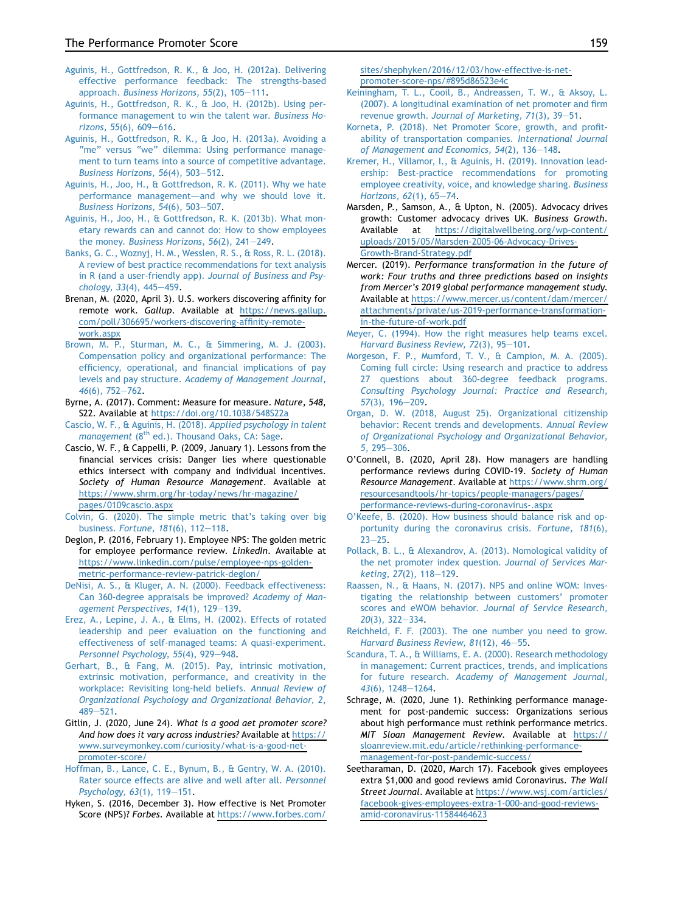Aguinis, H., Gottfredson, R. K., & Joo, H. (2012a). Delivering effective performance feedback: The strengths-based approach. *Business Horizons, 55*(2), 105–111.

Aguinis, H., Gottfredson, R. K., & Joo, H. (2012b). Using performance management to win the talent war. *Business Horizons, 55*(6), 609–616.

Aguinis, H., Gottfredson, R. K., & Joo, H. (2013a). Avoiding a "me" versus "we" dilemma: Using performance management to turn teams into a source of competitive advantage. *Business Horizons, 56*(4), 503–512.

Aguinis, H., Joo, H., & Gottfredson, R. K. (2011). Why we hate performance management—and why we should love it. *Business Horizons, 54*(6), 503–507.

Aguinis, H., Joo, H., & Gottfredson, R. K. (2013b). What monetary rewards can and cannot do: How to show employees the money. *Business Horizons, 56*(2), 241–249.

Banks, G. C., Woznyj, H. M., Wesslen, R. S., & Ross, R. L. (2018). A review of best practice recommendations for text analysis in R (and a user-friendly app). *Journal of Business and Psychology, 33*(4), 445–459.

Brenan, M. (2020, April 3). U.S. workers discovering affinity for remote work. *Gallup*. Available at https://news.gallup.com/poll/306695/workers-discovering-affinity-remote-work.aspx

Brown, M. P., Sturman, M. C., & Simmering, M. J. (2003). Compensation policy and organizational performance: The efficiency, operational, and financial implications of pay levels and pay structure. *Academy of Management Journal, 46*(6), 752–762.

Byrne, A. (2017). Comment: Measure for measure. *Nature, 548*, S22. Available at https://doi.org/10.1038/548S22a

Cascio, W. F., & Aguinis, H. (2018). *Applied psychology in talent management* (8th ed.). Thousand Oaks, CA: Sage.

Cascio, W. F., & Cappelli, P. (2009, January 1). Lessons from the financial services crisis: Danger lies where questionable ethics intersect with company and individual incentives. *Society of Human Resource Management*. Available at https://www.shrm.org/hr-today/news/hr-magazine/pages/0109cascio.aspx

Colvin, G. (2020). The simple metric that's taking over big business. *Fortune, 181*(6), 112–118.

Deglon, P. (2016, February 1). Employee NPS: The golden metric for employee performance review. *LinkedIn*. Available at https://www.linkedin.com/pulse/employee-nps-golden-metric-performance-review-patrick-deglon/

DeNisi, A. S., & Kluger, A. N. (2000). Feedback effectiveness: Can 360-degree appraisals be improved? *Academy of Management Perspectives, 14*(1), 129–139.

Erez, A., Lepine, J. A., & Elms, H. (2002). Effects of rotated leadership and peer evaluation on the functioning and effectiveness of self-managed teams: A quasi-experiment. *Personnel Psychology, 55*(4), 929–948.

Gerhart, B., & Fang, M. (2015). Pay, intrinsic motivation, extrinsic motivation, performance, and creativity in the workplace: Revisiting long-held beliefs. *Annual Review of Organizational Psychology and Organizational Behavior, 2*, 489–521.

Gitlin, J. (2020, June 24). *What is a good aet promoter score? And how does it vary across industries?* Available at https://www.surveymonkey.com/curiosity/what-is-a-good-net-promoter-score/

Hoffman, B., Lance, C. E., Bynum, B., & Gentry, W. A. (2010). Rater source effects are alive and well after all. *Personnel Psychology, 63*(1), 119–151.

Hyken, S. (2016, December 3). How effective is Net Promoter Score (NPS)? *Forbes*. Available at https://www.forbes.com/sites/shephyken/2016/12/03/how-effective-is-net-promoter-score-nps/#895d86523e4c

Keiningham, T. L., Cooil, B., Andreassen, T. W., & Aksoy, L. (2007). A longitudinal examination of net promoter and firm revenue growth. *Journal of Marketing, 71*(3), 39–51.

Korneta, P. (2018). Net Promoter Score, growth, and profitability of transportation companies. *International Journal of Management and Economics, 54*(2), 136–148.

Kremer, H., Villamor, I., & Aguinis, H. (2019). Innovation leadership: Best-practice recommendations for promoting employee creativity, voice, and knowledge sharing. *Business Horizons, 62*(1), 65–74.

Marsden, P., Samson, A., & Upton, N. (2005). Advocacy drives growth: Customer advocacy drives UK. *Business Growth*. Available at https://digitalwellbeing.org/wp-content/uploads/2015/05/Marsden-2005-06-Advocacy-Drives-Growth-Brand-Strategy.pdf

Mercer. (2019). *Performance transformation in the future of work: Four truths and three predictions based on insights from Mercer's 2019 global performance management study.* Available at https://www.mercer.us/content/dam/mercer/attachments/private/us-2019-performance-transformation-in-the-future-of-work.pdf

Meyer, C. (1994). How the right measures help teams excel. *Harvard Business Review, 72*(3), 95–101.

Morgeson, F. P., Mumford, T. V., & Campion, M. A. (2005). Coming full circle: Using research and practice to address 27 questions about 360-degree feedback programs. *Consulting Psychology Journal: Practice and Research, 57*(3), 196–209.

Organ, D. W. (2018, August 25). Organizational citizenship behavior: Recent trends and developments. *Annual Review of Organizational Psychology and Organizational Behavior, 5*, 295–306.

O'Connell, B. (2020, April 28). How managers are handling performance reviews during COVID-19. *Society of Human Resource Management*. Available at https://www.shrm.org/resourcesandtools/hr-topics/people-managers/pages/performance-reviews-during-coronavirus-.aspx

O'Keefe, B. (2020). How business should balance risk and opportunity during the coronavirus crisis. *Fortune, 181*(6), 23–25.

Pollack, B. L., & Alexandrov, A. (2013). Nomological validity of the net promoter index question. *Journal of Services Marketing, 27*(2), 118–129.

Raassen, N., & Haans, N. (2017). NPS and online WOM: Investigating the relationship between customers' promoter scores and eWOM behavior. *Journal of Service Research, 20*(3), 322–334.

Reichheld, F. F. (2003). The one number you need to grow. *Harvard Business Review, 81*(12), 46–55.

Scandura, T. A., & Williams, E. A. (2000). Research methodology in management: Current practices, trends, and implications for future research. *Academy of Management Journal, 43*(6), 1248–1264.

Schrage, M. (2020, June 1). Rethinking performance management for post-pandemic success: Organizations serious about high performance must rethink performance metrics. *MIT Sloan Management Review*. Available at https://sloanreview.mit.edu/article/rethinking-performance-management-for-post-pandemic-success/

Seetharaman, D. (2020, March 17). Facebook gives employees extra $1,000 and good reviews amid Coronavirus. *The Wall Street Journal*. Available at https://www.wsj.com/articles/facebook-gives-employees-extra-1-000-and-good-reviews-amid-coronavirus-11584464623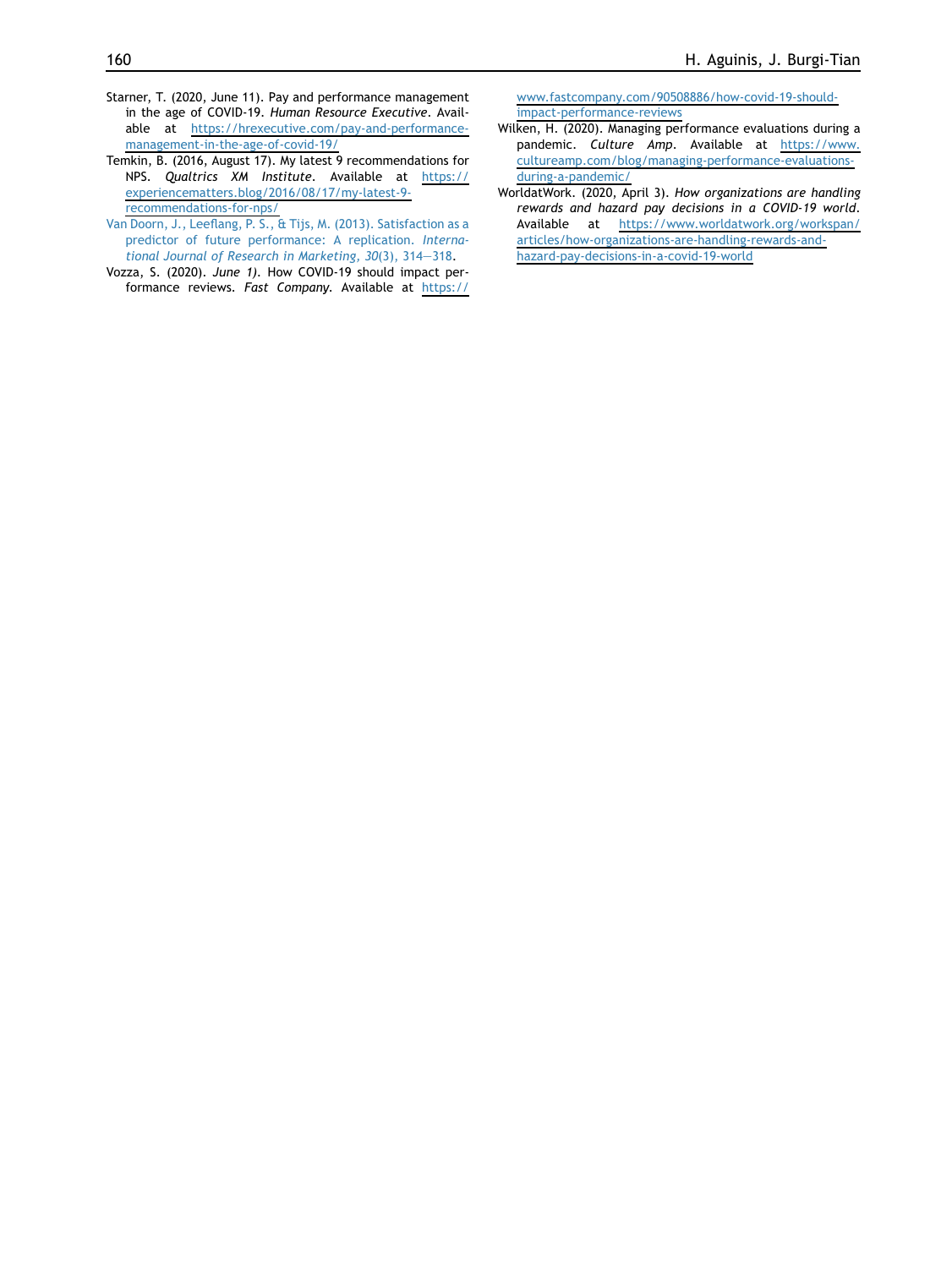Starner, T. (2020, June 11). Pay and performance management in the age of COVID-19. *Human Resource Executive*. Available at https://hrexecutive.com/pay-and-performance-management-in-the-age-of-covid-19/

Temkin, B. (2016, August 17). My latest 9 recommendations for NPS. *Qualtrics XM Institute*. Available at https://experiencematters.blog/2016/08/17/my-latest-9-recommendations-for-nps/

Van Doorn, J., Leeflang, P. S., & Tijs, M. (2013). Satisfaction as a predictor of future performance: A replication. *International Journal of Research in Marketing, 30*(3), 314—318.

Vozza, S. (2020). *June 1)*. How COVID-19 should impact performance reviews. *Fast Company*. Available at https://www.fastcompany.com/90508886/how-covid-19-should-impact-performance-reviews

Wilken, H. (2020). Managing performance evaluations during a pandemic. *Culture Amp*. Available at https://www.cultureamp.com/blog/managing-performance-evaluations-during-a-pandemic/

WorldatWork. (2020, April 3). *How organizations are handling rewards and hazard pay decisions in a COVID-19 world*. Available at https://www.worldatwork.org/workspan/articles/how-organizations-are-handling-rewards-and-hazard-pay-decisions-in-a-covid-19-world